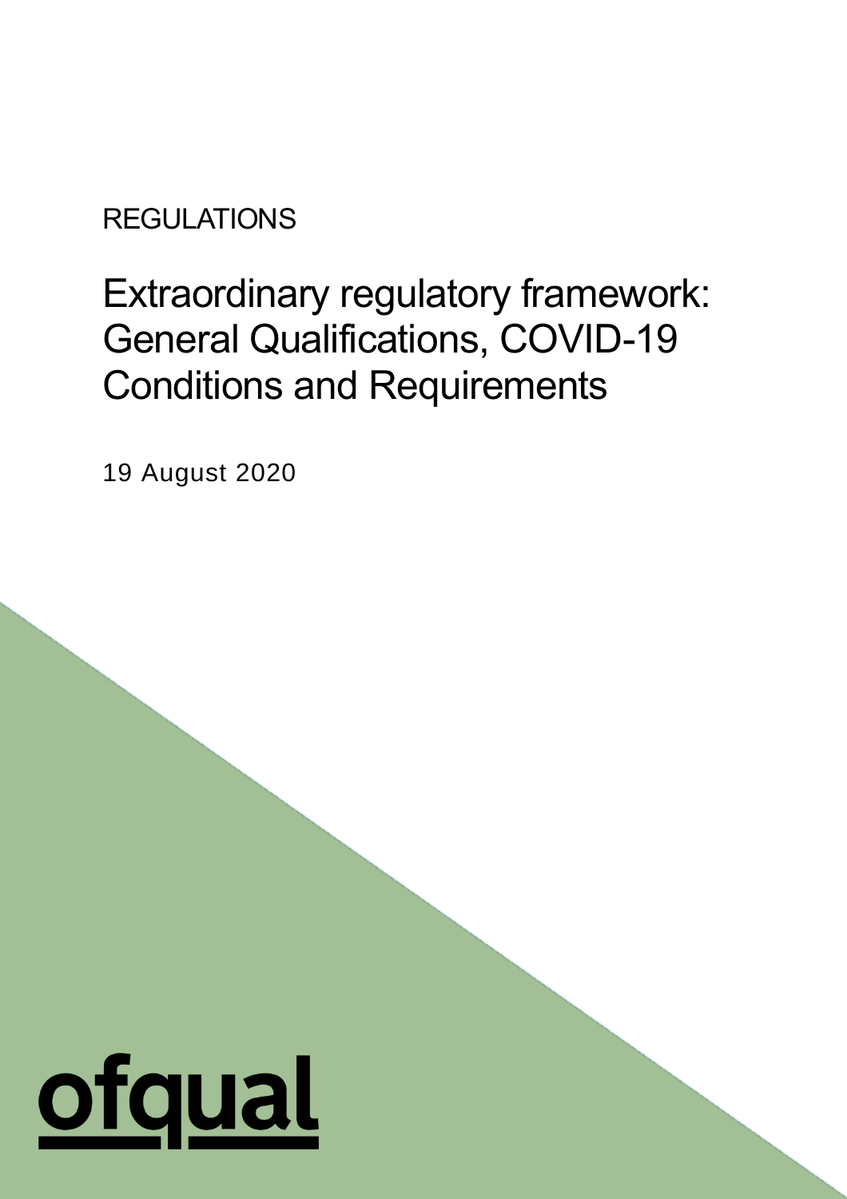REGULATIONS

# Extraordinary regulatory framework: General Qualifications, COVID-19 Conditions and Requirements

19 August 2020

ofqual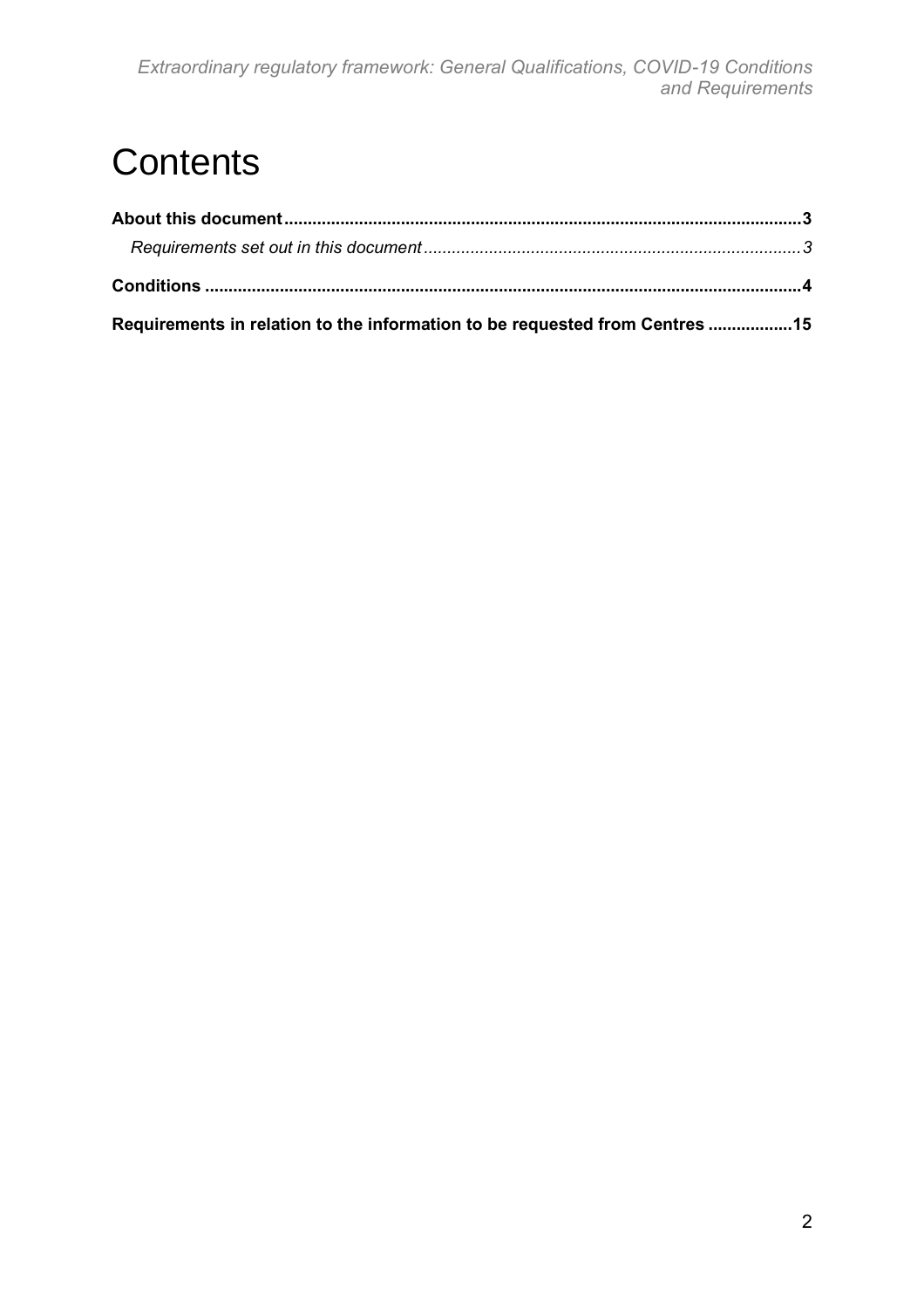# Contents

**About this document** .......... **3**

*Requirements set out in this document* .......... *3*

**Conditions** .......... **4**

**Requirements in relation to the information to be requested from Centres** .......... **15**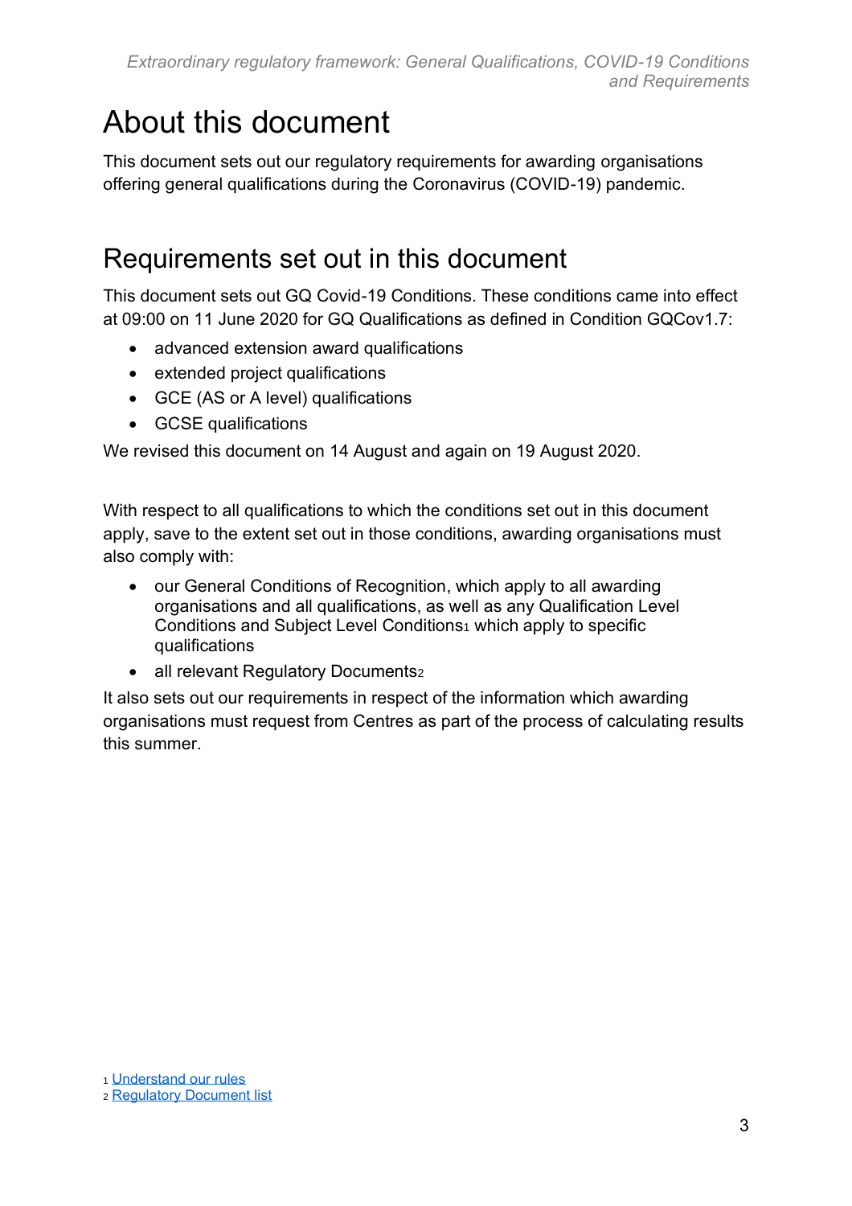# About this document

This document sets out our regulatory requirements for awarding organisations offering general qualifications during the Coronavirus (COVID-19) pandemic.

# Requirements set out in this document

This document sets out GQ Covid-19 Conditions. These conditions came into effect at 09:00 on 11 June 2020 for GQ Qualifications as defined in Condition GQCov1.7:

- advanced extension award qualifications
- extended project qualifications
- GCE (AS or A level) qualifications
- GCSE qualifications

We revised this document on 14 August and again on 19 August 2020.

With respect to all qualifications to which the conditions set out in this document apply, save to the extent set out in those conditions, awarding organisations must also comply with:

- our General Conditions of Recognition, which apply to all awarding organisations and all qualifications, as well as any Qualification Level Conditions and Subject Level Conditions[1] which apply to specific qualifications
- all relevant Regulatory Documents[2]

It also sets out our requirements in respect of the information which awarding organisations must request from Centres as part of the process of calculating results this summer.

[1] [Understand our rules]
[2] [Regulatory Document list]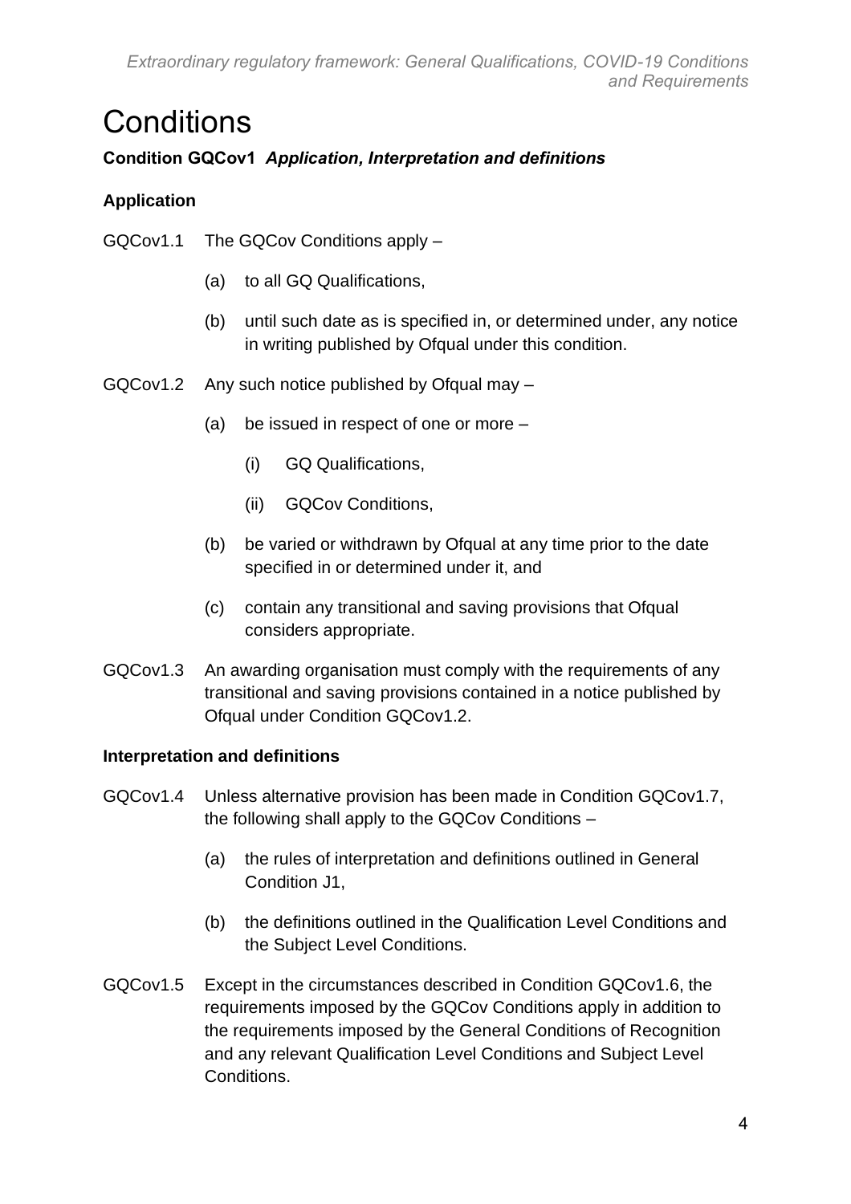# Conditions

**Condition GQCov1** ***Application, Interpretation and definitions***

**Application**

GQCov1.1 The GQCov Conditions apply –

- (a) to all GQ Qualifications,
- (b) until such date as is specified in, or determined under, any notice in writing published by Ofqual under this condition.

GQCov1.2 Any such notice published by Ofqual may –

- (a) be issued in respect of one or more –
  - (i) GQ Qualifications,
  - (ii) GQCov Conditions,
- (b) be varied or withdrawn by Ofqual at any time prior to the date specified in or determined under it, and
- (c) contain any transitional and saving provisions that Ofqual considers appropriate.

GQCov1.3 An awarding organisation must comply with the requirements of any transitional and saving provisions contained in a notice published by Ofqual under Condition GQCov1.2.

**Interpretation and definitions**

GQCov1.4 Unless alternative provision has been made in Condition GQCov1.7, the following shall apply to the GQCov Conditions –

- (a) the rules of interpretation and definitions outlined in General Condition J1,
- (b) the definitions outlined in the Qualification Level Conditions and the Subject Level Conditions.

GQCov1.5 Except in the circumstances described in Condition GQCov1.6, the requirements imposed by the GQCov Conditions apply in addition to the requirements imposed by the General Conditions of Recognition and any relevant Qualification Level Conditions and Subject Level Conditions.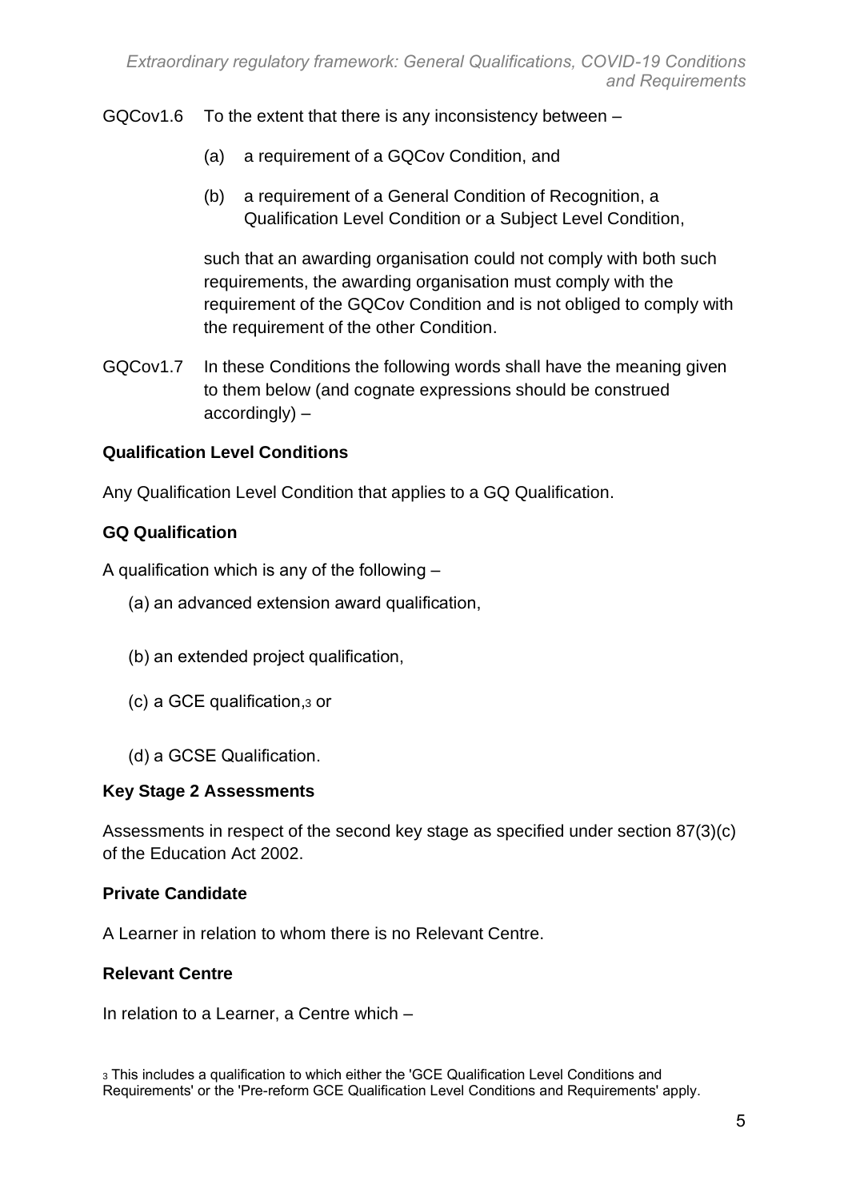GQCov1.6 To the extent that there is any inconsistency between –

(a) a requirement of a GQCov Condition, and

(b) a requirement of a General Condition of Recognition, a Qualification Level Condition or a Subject Level Condition,

such that an awarding organisation could not comply with both such requirements, the awarding organisation must comply with the requirement of the GQCov Condition and is not obliged to comply with the requirement of the other Condition.

GQCov1.7 In these Conditions the following words shall have the meaning given to them below (and cognate expressions should be construed accordingly) –

**Qualification Level Conditions**

Any Qualification Level Condition that applies to a GQ Qualification.

**GQ Qualification**

A qualification which is any of the following –

(a) an advanced extension award qualification,

(b) an extended project qualification,

(c) a GCE qualification,[3] or

(d) a GCSE Qualification.

**Key Stage 2 Assessments**

Assessments in respect of the second key stage as specified under section 87(3)(c) of the Education Act 2002.

**Private Candidate**

A Learner in relation to whom there is no Relevant Centre.

**Relevant Centre**

In relation to a Learner, a Centre which –

[3] This includes a qualification to which either the 'GCE Qualification Level Conditions and Requirements' or the 'Pre-reform GCE Qualification Level Conditions and Requirements' apply.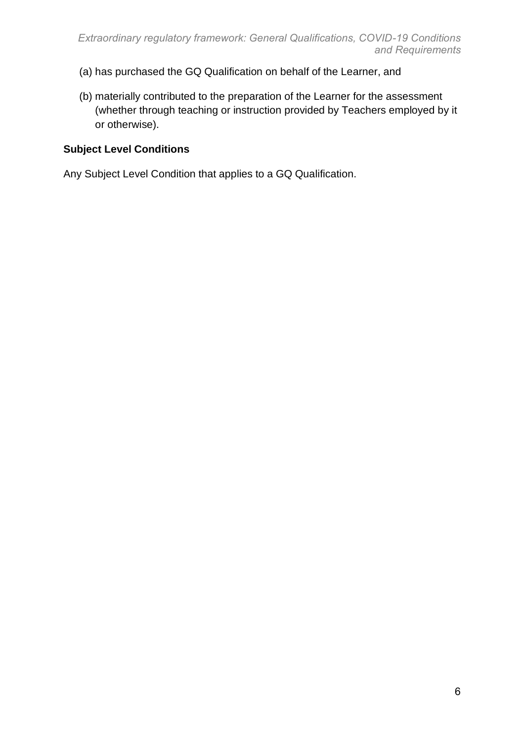(a) has purchased the GQ Qualification on behalf of the Learner, and

(b) materially contributed to the preparation of the Learner for the assessment (whether through teaching or instruction provided by Teachers employed by it or otherwise).

**Subject Level Conditions**

Any Subject Level Condition that applies to a GQ Qualification.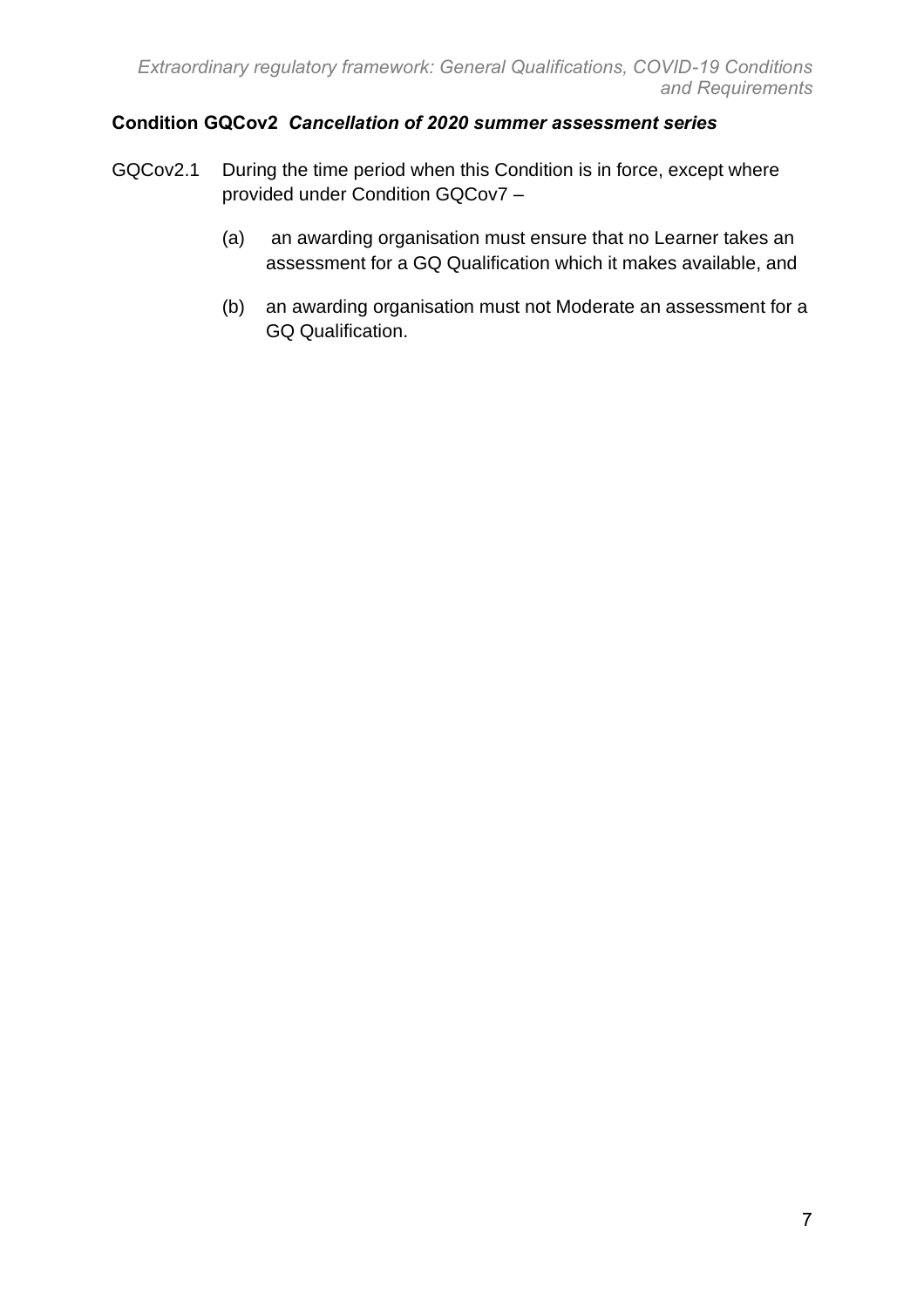### Condition GQCov2 *Cancellation of 2020 summer assessment series*

GQCov2.1 During the time period when this Condition is in force, except where provided under Condition GQCov7 –

(a) an awarding organisation must ensure that no Learner takes an assessment for a GQ Qualification which it makes available, and

(b) an awarding organisation must not Moderate an assessment for a GQ Qualification.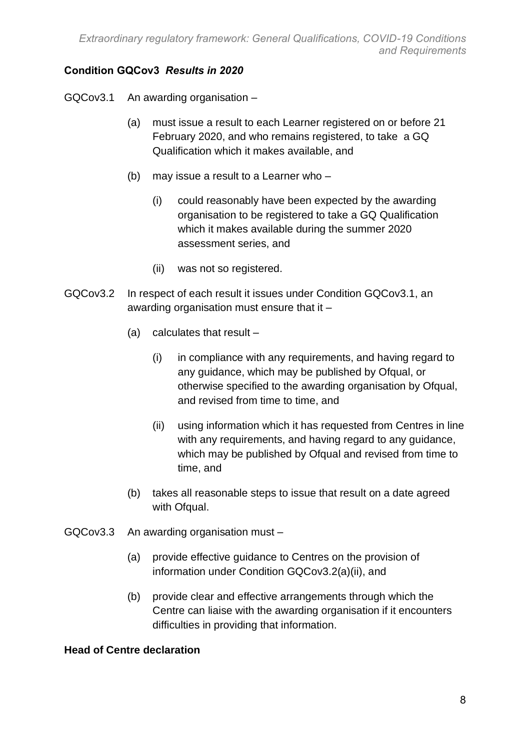### Condition GQCov3 *Results in 2020*

GQCov3.1 An awarding organisation –

(a) must issue a result to each Learner registered on or before 21 February 2020, and who remains registered, to take a GQ Qualification which it makes available, and

(b) may issue a result to a Learner who –

(i) could reasonably have been expected by the awarding organisation to be registered to take a GQ Qualification which it makes available during the summer 2020 assessment series, and

(ii) was not so registered.

GQCov3.2 In respect of each result it issues under Condition GQCov3.1, an awarding organisation must ensure that it –

(a) calculates that result –

(i) in compliance with any requirements, and having regard to any guidance, which may be published by Ofqual, or otherwise specified to the awarding organisation by Ofqual, and revised from time to time, and

(ii) using information which it has requested from Centres in line with any requirements, and having regard to any guidance, which may be published by Ofqual and revised from time to time, and

(b) takes all reasonable steps to issue that result on a date agreed with Ofqual.

GQCov3.3 An awarding organisation must –

(a) provide effective guidance to Centres on the provision of information under Condition GQCov3.2(a)(ii), and

(b) provide clear and effective arrangements through which the Centre can liaise with the awarding organisation if it encounters difficulties in providing that information.

#### Head of Centre declaration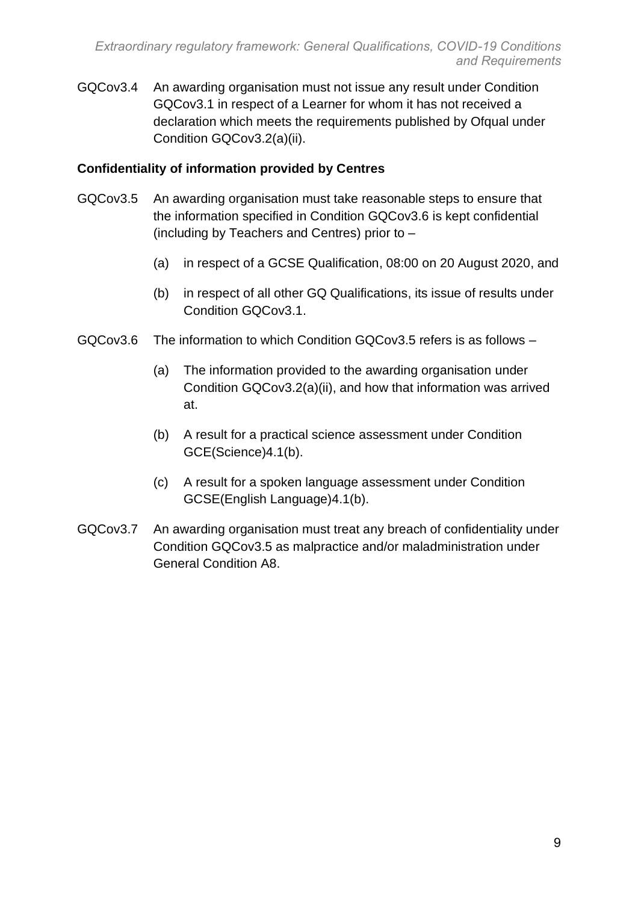GQCov3.4 An awarding organisation must not issue any result under Condition GQCov3.1 in respect of a Learner for whom it has not received a declaration which meets the requirements published by Ofqual under Condition GQCov3.2(a)(ii).

**Confidentiality of information provided by Centres**

GQCov3.5 An awarding organisation must take reasonable steps to ensure that the information specified in Condition GQCov3.6 is kept confidential (including by Teachers and Centres) prior to –

(a) in respect of a GCSE Qualification, 08:00 on 20 August 2020, and

(b) in respect of all other GQ Qualifications, its issue of results under Condition GQCov3.1.

GQCov3.6 The information to which Condition GQCov3.5 refers is as follows –

(a) The information provided to the awarding organisation under Condition GQCov3.2(a)(ii), and how that information was arrived at.

(b) A result for a practical science assessment under Condition GCE(Science)4.1(b).

(c) A result for a spoken language assessment under Condition GCSE(English Language)4.1(b).

GQCov3.7 An awarding organisation must treat any breach of confidentiality under Condition GQCov3.5 as malpractice and/or maladministration under General Condition A8.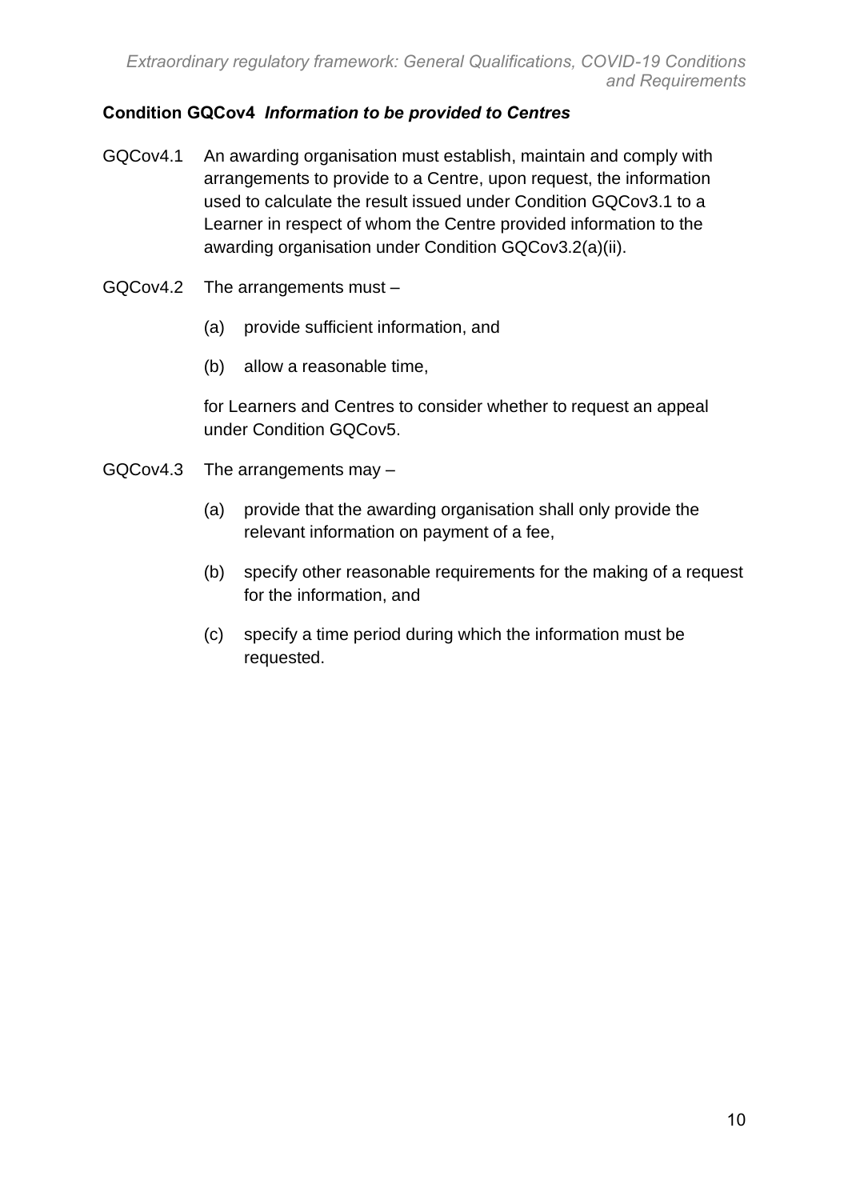### **Condition GQCov4** ***Information to be provided to Centres***

GQCov4.1 An awarding organisation must establish, maintain and comply with arrangements to provide to a Centre, upon request, the information used to calculate the result issued under Condition GQCov3.1 to a Learner in respect of whom the Centre provided information to the awarding organisation under Condition GQCov3.2(a)(ii).

GQCov4.2 The arrangements must –

(a) provide sufficient information, and

(b) allow a reasonable time,

for Learners and Centres to consider whether to request an appeal under Condition GQCov5.

GQCov4.3 The arrangements may –

(a) provide that the awarding organisation shall only provide the relevant information on payment of a fee,

(b) specify other reasonable requirements for the making of a request for the information, and

(c) specify a time period during which the information must be requested.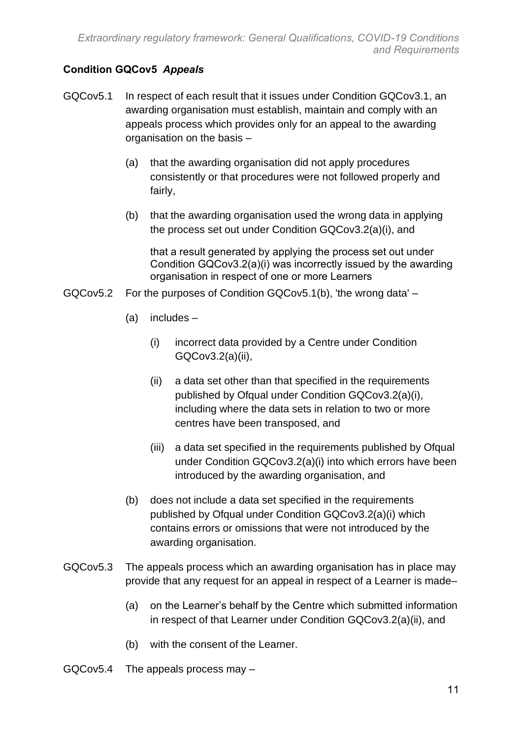### Condition GQCov5 *Appeals*

GQCov5.1 In respect of each result that it issues under Condition GQCov3.1, an awarding organisation must establish, maintain and comply with an appeals process which provides only for an appeal to the awarding organisation on the basis –

- (a) that the awarding organisation did not apply procedures consistently or that procedures were not followed properly and fairly,
- (b) that the awarding organisation used the wrong data in applying the process set out under Condition GQCov3.2(a)(i), and

  that a result generated by applying the process set out under Condition GQCov3.2(a)(i) was incorrectly issued by the awarding organisation in respect of one or more Learners

GQCov5.2 For the purposes of Condition GQCov5.1(b), 'the wrong data' –

- (a) includes –
  - (i) incorrect data provided by a Centre under Condition GQCov3.2(a)(ii),
  - (ii) a data set other than that specified in the requirements published by Ofqual under Condition GQCov3.2(a)(i), including where the data sets in relation to two or more centres have been transposed, and
  - (iii) a data set specified in the requirements published by Ofqual under Condition GQCov3.2(a)(i) into which errors have been introduced by the awarding organisation, and
- (b) does not include a data set specified in the requirements published by Ofqual under Condition GQCov3.2(a)(i) which contains errors or omissions that were not introduced by the awarding organisation.

GQCov5.3 The appeals process which an awarding organisation has in place may provide that any request for an appeal in respect of a Learner is made–

- (a) on the Learner's behalf by the Centre which submitted information in respect of that Learner under Condition GQCov3.2(a)(ii), and
- (b) with the consent of the Learner.

GQCov5.4 The appeals process may –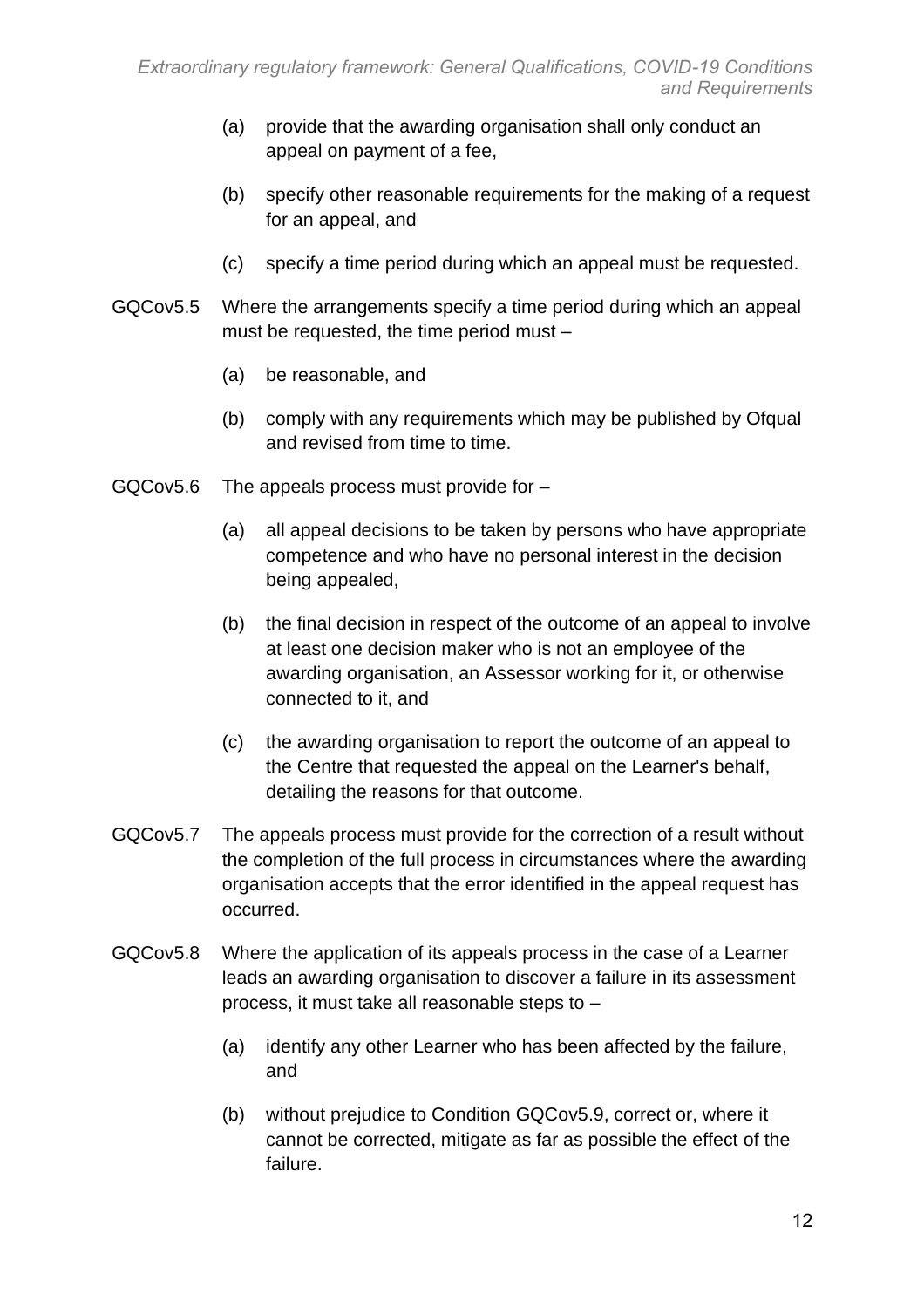(a) provide that the awarding organisation shall only conduct an appeal on payment of a fee,

(b) specify other reasonable requirements for the making of a request for an appeal, and

(c) specify a time period during which an appeal must be requested.

GQCov5.5 Where the arrangements specify a time period during which an appeal must be requested, the time period must –

(a) be reasonable, and

(b) comply with any requirements which may be published by Ofqual and revised from time to time.

GQCov5.6 The appeals process must provide for –

(a) all appeal decisions to be taken by persons who have appropriate competence and who have no personal interest in the decision being appealed,

(b) the final decision in respect of the outcome of an appeal to involve at least one decision maker who is not an employee of the awarding organisation, an Assessor working for it, or otherwise connected to it, and

(c) the awarding organisation to report the outcome of an appeal to the Centre that requested the appeal on the Learner's behalf, detailing the reasons for that outcome.

GQCov5.7 The appeals process must provide for the correction of a result without the completion of the full process in circumstances where the awarding organisation accepts that the error identified in the appeal request has occurred.

GQCov5.8 Where the application of its appeals process in the case of a Learner leads an awarding organisation to discover a failure in its assessment process, it must take all reasonable steps to –

(a) identify any other Learner who has been affected by the failure, and

(b) without prejudice to Condition GQCov5.9, correct or, where it cannot be corrected, mitigate as far as possible the effect of the failure.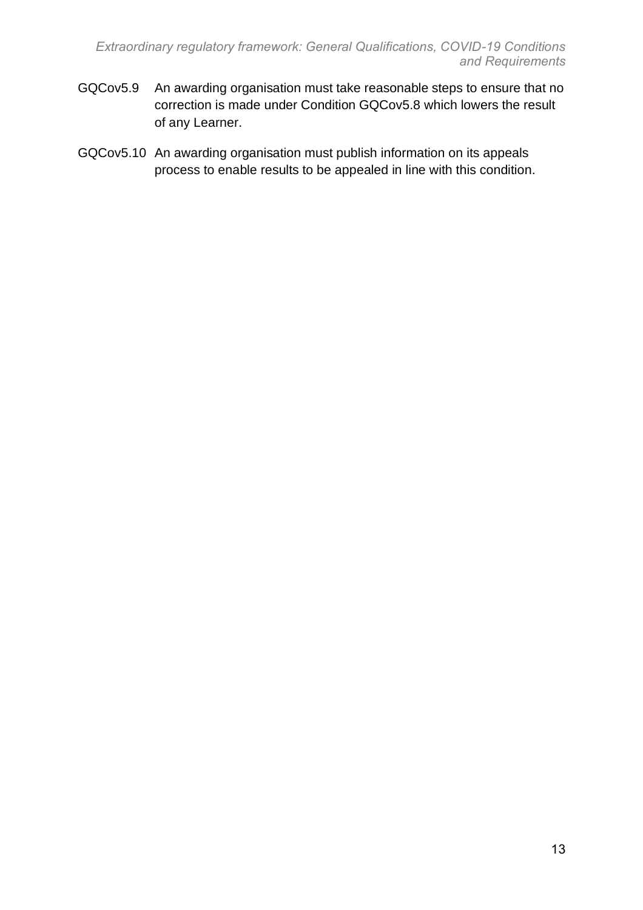GQCov5.9 An awarding organisation must take reasonable steps to ensure that no correction is made under Condition GQCov5.8 which lowers the result of any Learner.

GQCov5.10 An awarding organisation must publish information on its appeals process to enable results to be appealed in line with this condition.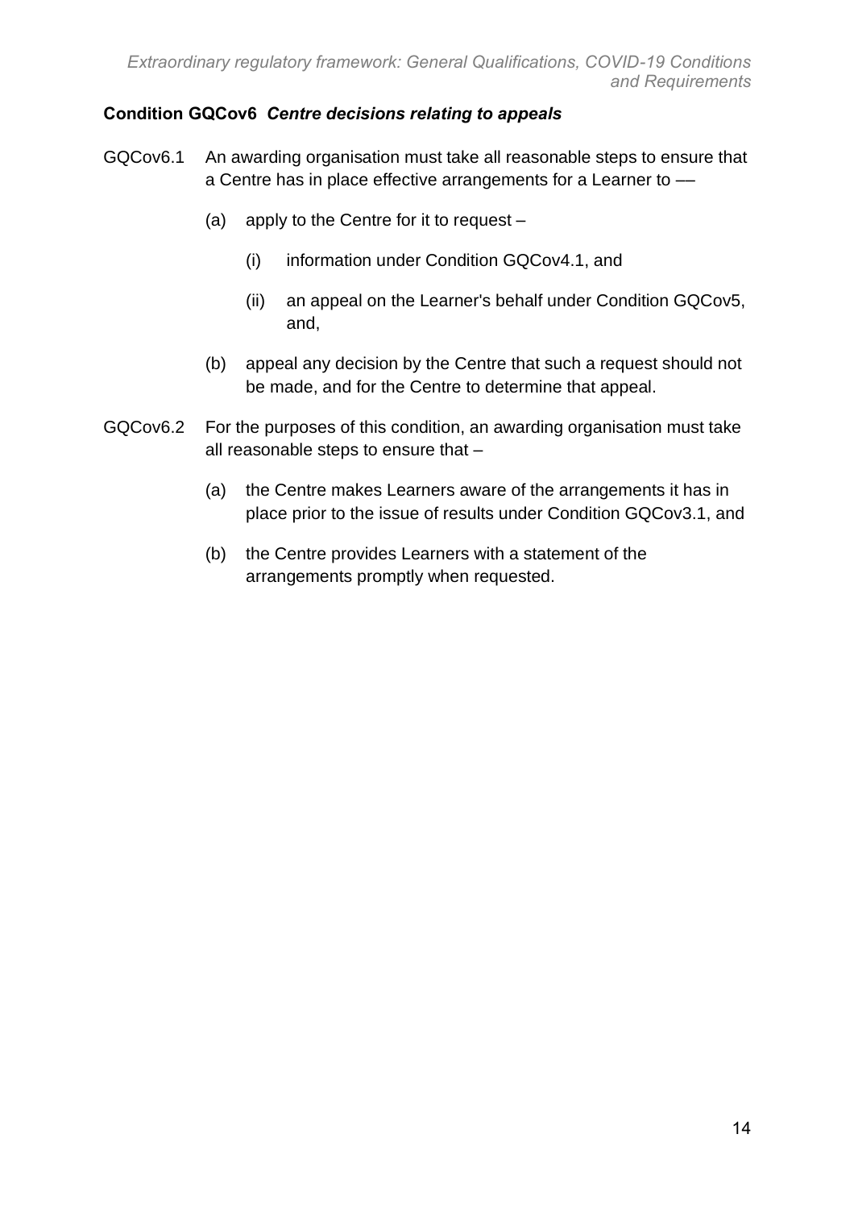### Condition GQCov6 *Centre decisions relating to appeals*

GQCov6.1 An awarding organisation must take all reasonable steps to ensure that a Centre has in place effective arrangements for a Learner to ––

- (a) apply to the Centre for it to request –
  - (i) information under Condition GQCov4.1, and
  - (ii) an appeal on the Learner's behalf under Condition GQCov5, and,
- (b) appeal any decision by the Centre that such a request should not be made, and for the Centre to determine that appeal.

GQCov6.2 For the purposes of this condition, an awarding organisation must take all reasonable steps to ensure that –

- (a) the Centre makes Learners aware of the arrangements it has in place prior to the issue of results under Condition GQCov3.1, and
- (b) the Centre provides Learners with a statement of the arrangements promptly when requested.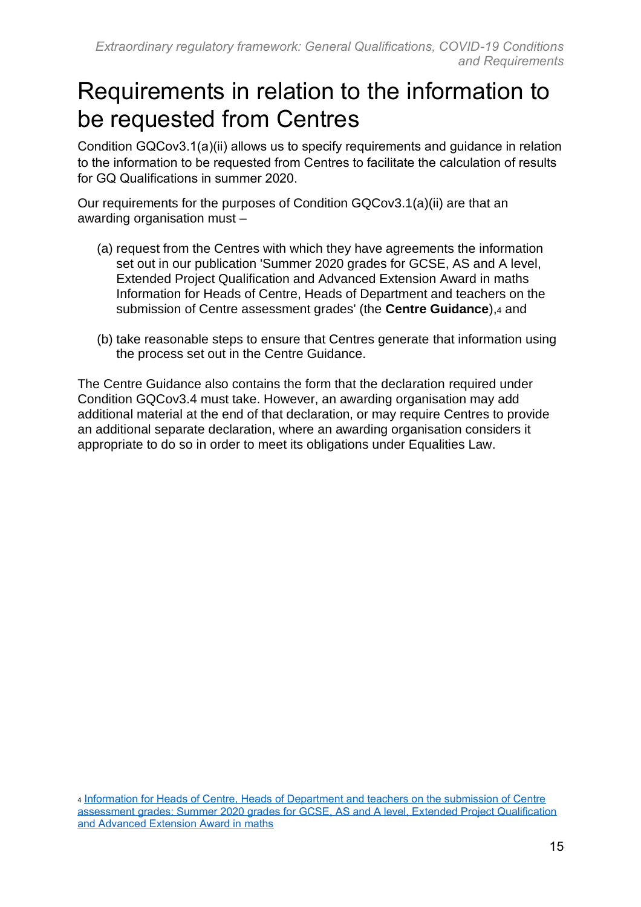# Requirements in relation to the information to be requested from Centres

Condition GQCov3.1(a)(ii) allows us to specify requirements and guidance in relation to the information to be requested from Centres to facilitate the calculation of results for GQ Qualifications in summer 2020.

Our requirements for the purposes of Condition GQCov3.1(a)(ii) are that an awarding organisation must –

(a) request from the Centres with which they have agreements the information set out in our publication 'Summer 2020 grades for GCSE, AS and A level, Extended Project Qualification and Advanced Extension Award in maths Information for Heads of Centre, Heads of Department and teachers on the submission of Centre assessment grades' (the **Centre Guidance**),[4] and

(b) take reasonable steps to ensure that Centres generate that information using the process set out in the Centre Guidance.

The Centre Guidance also contains the form that the declaration required under Condition GQCov3.4 must take. However, an awarding organisation may add additional material at the end of that declaration, or may require Centres to provide an additional separate declaration, where an awarding organisation considers it appropriate to do so in order to meet its obligations under Equalities Law.

[4] Information for Heads of Centre, Heads of Department and teachers on the submission of Centre assessment grades: Summer 2020 grades for GCSE, AS and A level, Extended Project Qualification and Advanced Extension Award in maths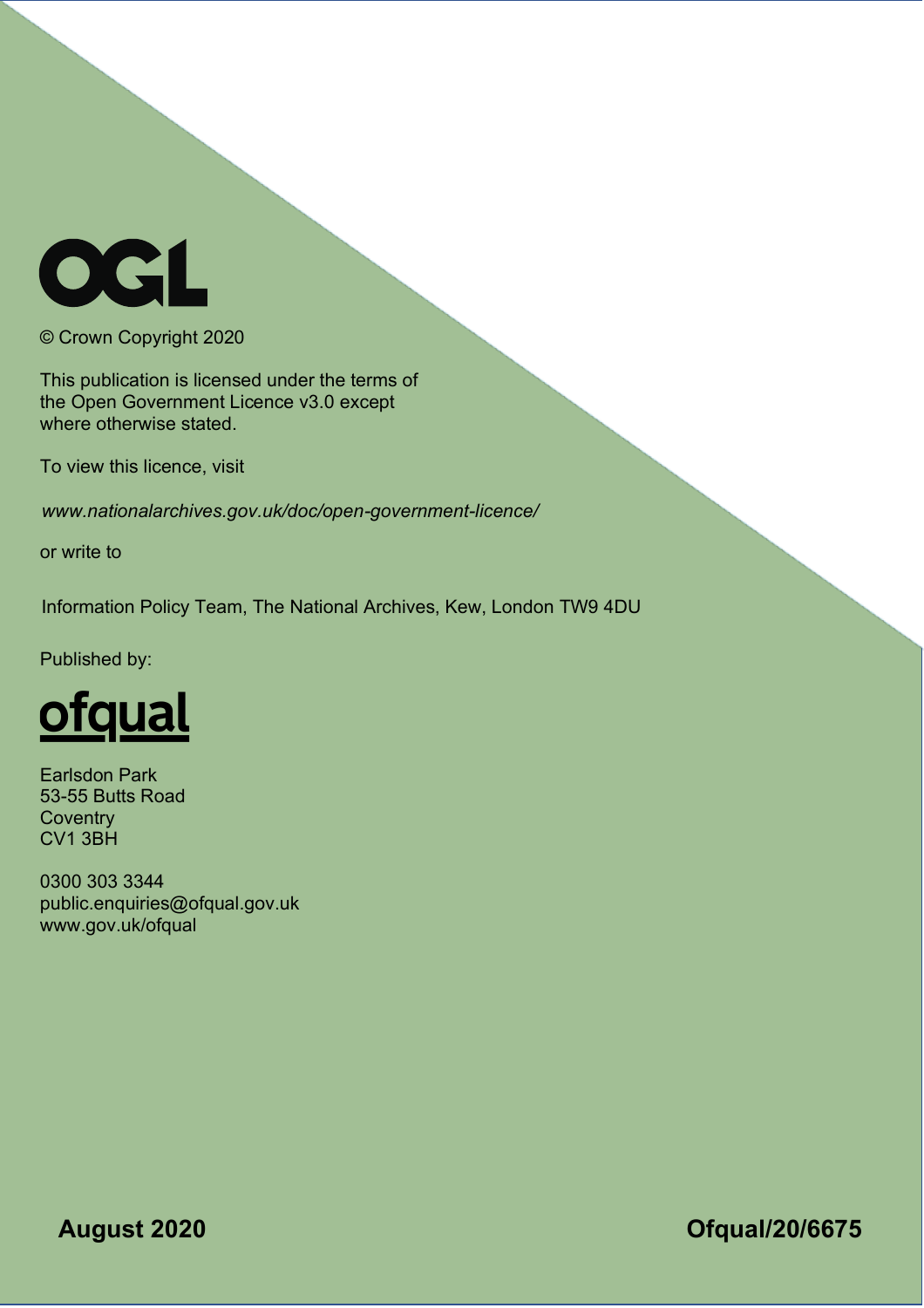OGL

© Crown Copyright 2020

This publication is licensed under the terms of the Open Government Licence v3.0 except where otherwise stated.

To view this licence, visit

*www.nationalarchives.gov.uk/doc/open-government-licence/*

or write to

Information Policy Team, The National Archives, Kew, London TW9 4DU

Published by:

ofqual

Earlsdon Park
53-55 Butts Road
Coventry
CV1 3BH

0300 303 3344
public.enquiries@ofqual.gov.uk
www.gov.uk/ofqual

**August 2020** **Ofqual/20/6675**